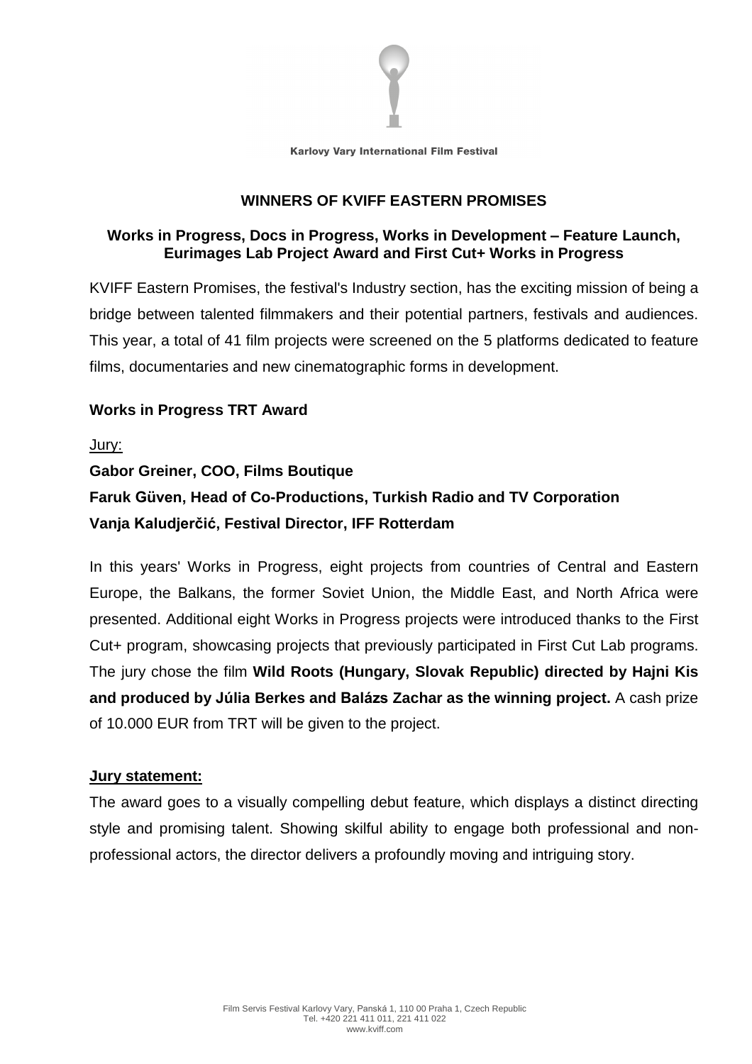Karlovy Vary International Film Festival

# WINNERS OF KVIFF EASTERN PROMISES

## Works in Progress, Docs in Progress, Works in Development – Feature Launch, Eurimages Lab Project Award and First Cut+ Works in Progress

KVIFF Eastern Promises, the festival's Industry section, has the exciting mission of being a bridge between talented filmmakers and their potential partners, festivals and audiences. This year, a total of 41 film projects were screened on the 5 platforms dedicated to feature films, documentaries and new cinematographic forms in development.

### Works in Progress TRT Award

Jury:

**Gabor Greiner, COO, Films Boutique**
**Faruk Güven, Head of Co-Productions, Turkish Radio and TV Corporation**
**Vanja Kaludjerčić, Festival Director, IFF Rotterdam**

In this years' Works in Progress, eight projects from countries of Central and Eastern Europe, the Balkans, the former Soviet Union, the Middle East, and North Africa were presented. Additional eight Works in Progress projects were introduced thanks to the First Cut+ program, showcasing projects that previously participated in First Cut Lab programs. The jury chose the film **Wild Roots (Hungary, Slovak Republic) directed by Hajni Kis and produced by Júlia Berkes and Balázs Zachar as the winning project.** A cash prize of 10.000 EUR from TRT will be given to the project.

**Jury statement:**

The award goes to a visually compelling debut feature, which displays a distinct directing style and promising talent. Showing skilful ability to engage both professional and non-professional actors, the director delivers a profoundly moving and intriguing story.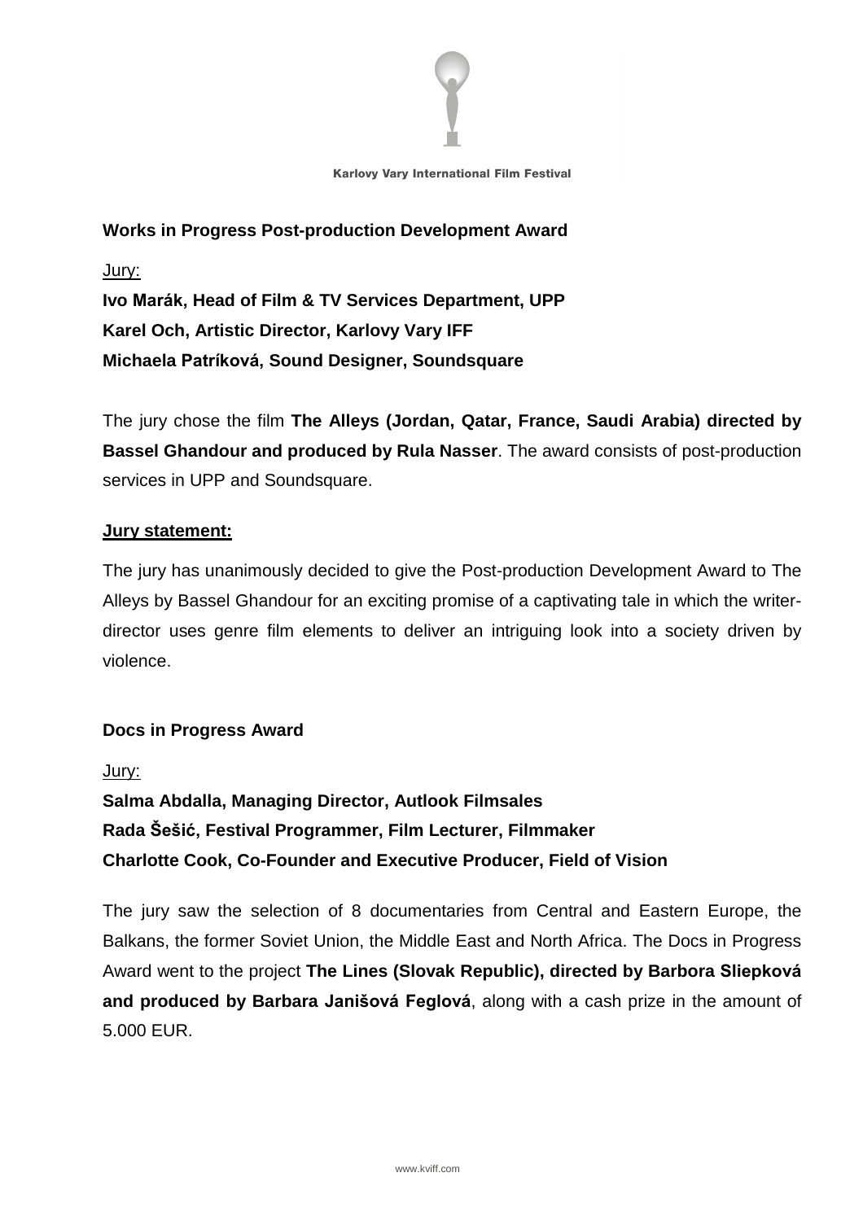**Works in Progress Post-production Development Award**

Jury:

**Ivo Marák, Head of Film & TV Services Department, UPP**
**Karel Och, Artistic Director, Karlovy Vary IFF**
**Michaela Patríková, Sound Designer, Soundsquare**

The jury chose the film **The Alleys (Jordan, Qatar, France, Saudi Arabia) directed by Bassel Ghandour and produced by Rula Nasser**. The award consists of post-production services in UPP and Soundsquare.

**Jury statement:**

The jury has unanimously decided to give the Post-production Development Award to The Alleys by Bassel Ghandour for an exciting promise of a captivating tale in which the writer-director uses genre film elements to deliver an intriguing look into a society driven by violence.

**Docs in Progress Award**

Jury:

**Salma Abdalla, Managing Director, Autlook Filmsales**
**Rada Šešić, Festival Programmer, Film Lecturer, Filmmaker**
**Charlotte Cook, Co-Founder and Executive Producer, Field of Vision**

The jury saw the selection of 8 documentaries from Central and Eastern Europe, the Balkans, the former Soviet Union, the Middle East and North Africa. The Docs in Progress Award went to the project **The Lines (Slovak Republic), directed by Barbora Sliepková and produced by Barbara Janišová Feglová**, along with a cash prize in the amount of 5.000 EUR.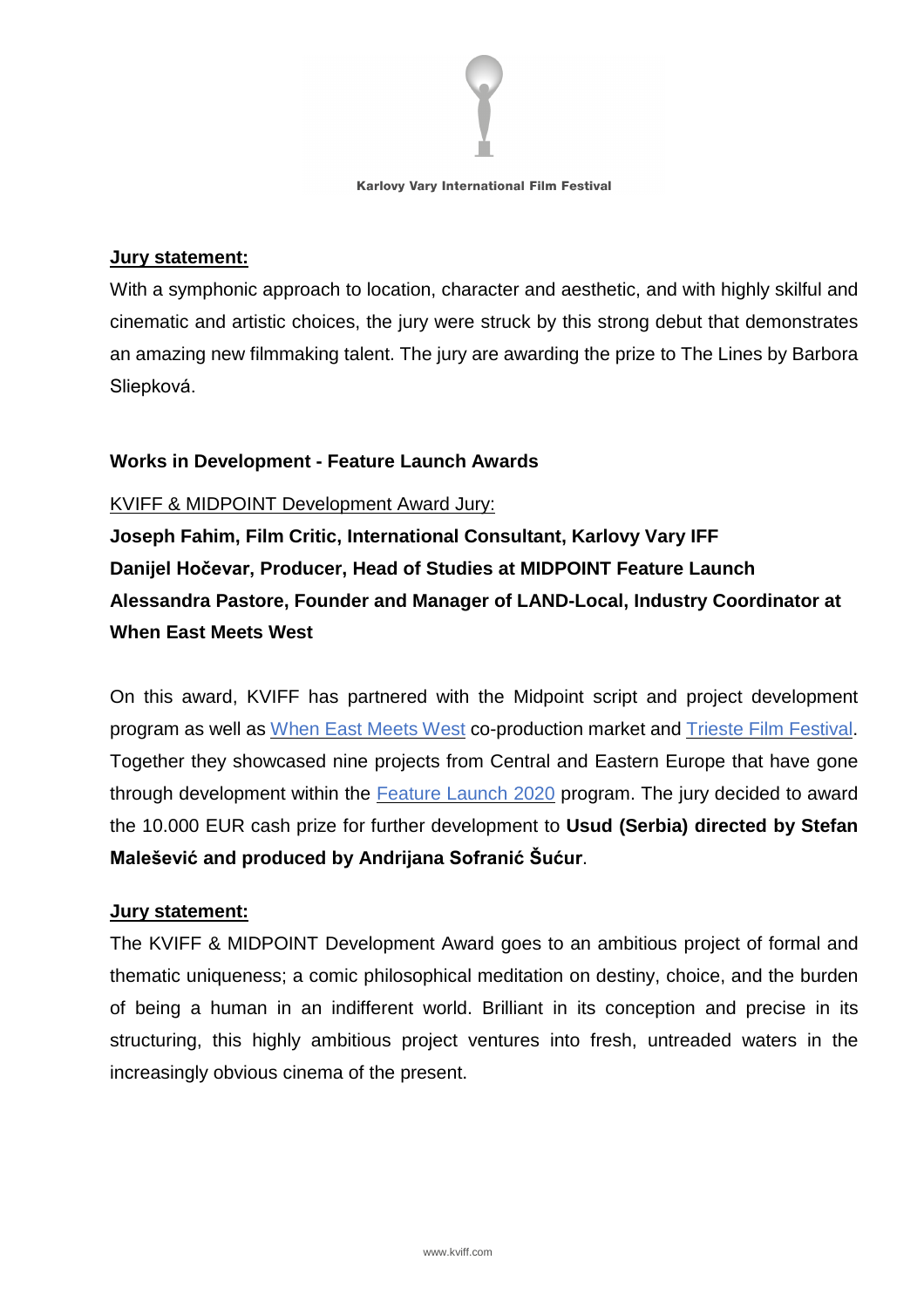**Jury statement:**

With a symphonic approach to location, character and aesthetic, and with highly skilful and cinematic and artistic choices, the jury were struck by this strong debut that demonstrates an amazing new filmmaking talent. The jury are awarding the prize to The Lines by Barbora Sliepková.

**Works in Development - Feature Launch Awards**

KVIFF & MIDPOINT Development Award Jury:

**Joseph Fahim, Film Critic, International Consultant, Karlovy Vary IFF**
**Danijel Hočevar, Producer, Head of Studies at MIDPOINT Feature Launch**
**Alessandra Pastore, Founder and Manager of LAND-Local, Industry Coordinator at When East Meets West**

On this award, KVIFF has partnered with the Midpoint script and project development program as well as When East Meets West co-production market and Trieste Film Festival. Together they showcased nine projects from Central and Eastern Europe that have gone through development within the Feature Launch 2020 program. The jury decided to award the 10.000 EUR cash prize for further development to **Usud (Serbia) directed by Stefan Malešević and produced by Andrijana Sofranić Šućur**.

**Jury statement:**

The KVIFF & MIDPOINT Development Award goes to an ambitious project of formal and thematic uniqueness; a comic philosophical meditation on destiny, choice, and the burden of being a human in an indifferent world. Brilliant in its conception and precise in its structuring, this highly ambitious project ventures into fresh, untreaded waters in the increasingly obvious cinema of the present.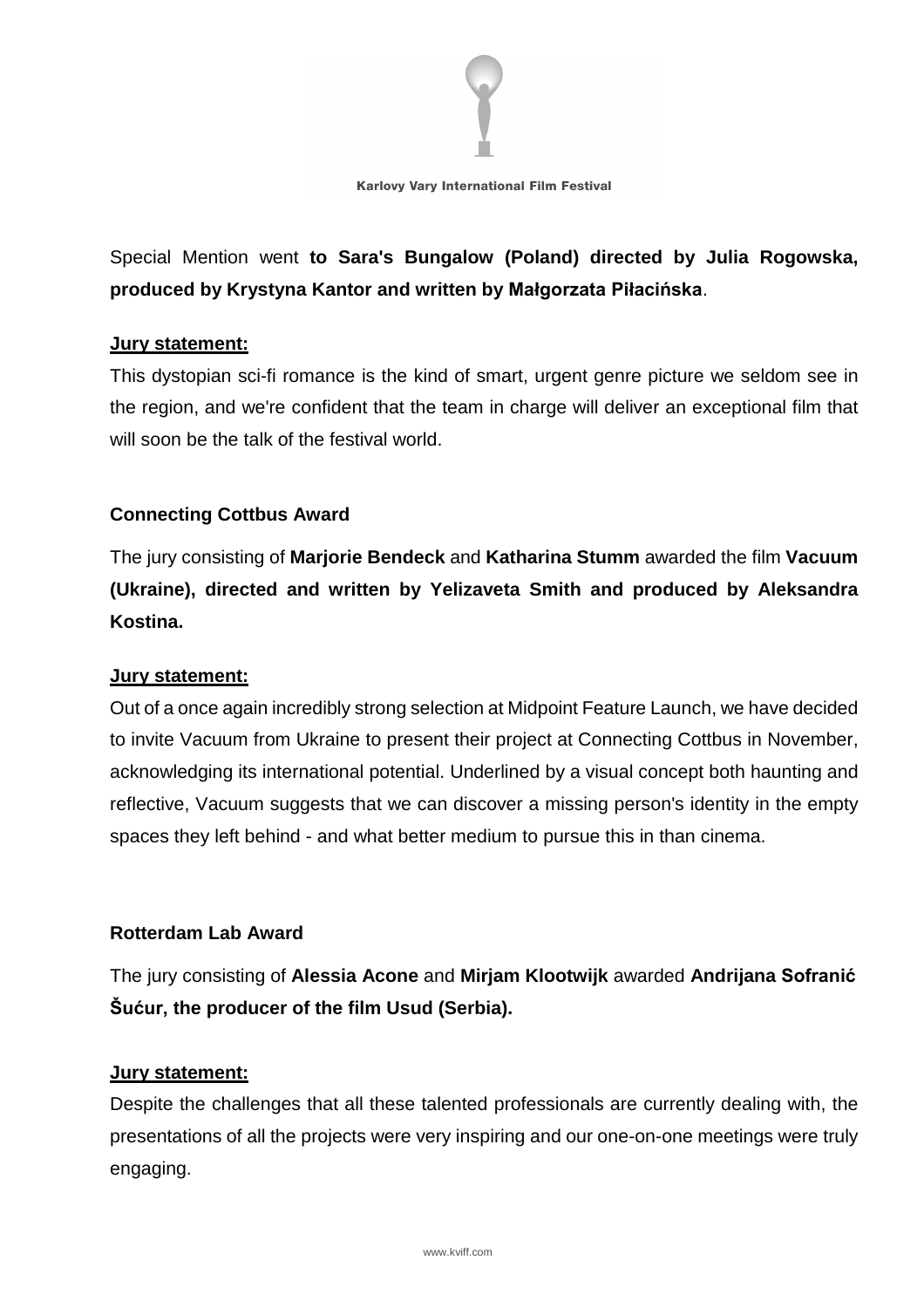Special Mention went **to Sara's Bungalow (Poland) directed by Julia Rogowska, produced by Krystyna Kantor and written by Małgorzata Piłacińska**.

**Jury statement:**

This dystopian sci-fi romance is the kind of smart, urgent genre picture we seldom see in the region, and we're confident that the team in charge will deliver an exceptional film that will soon be the talk of the festival world.

### Connecting Cottbus Award

The jury consisting of **Marjorie Bendeck** and **Katharina Stumm** awarded the film **Vacuum (Ukraine), directed and written by Yelizaveta Smith and produced by Aleksandra Kostina.**

**Jury statement:**

Out of a once again incredibly strong selection at Midpoint Feature Launch, we have decided to invite Vacuum from Ukraine to present their project at Connecting Cottbus in November, acknowledging its international potential. Underlined by a visual concept both haunting and reflective, Vacuum suggests that we can discover a missing person's identity in the empty spaces they left behind - and what better medium to pursue this in than cinema.

### Rotterdam Lab Award

The jury consisting of **Alessia Acone** and **Mirjam Klootwijk** awarded **Andrijana Sofranić Šućur, the producer of the film Usud (Serbia).**

**Jury statement:**

Despite the challenges that all these talented professionals are currently dealing with, the presentations of all the projects were very inspiring and our one-on-one meetings were truly engaging.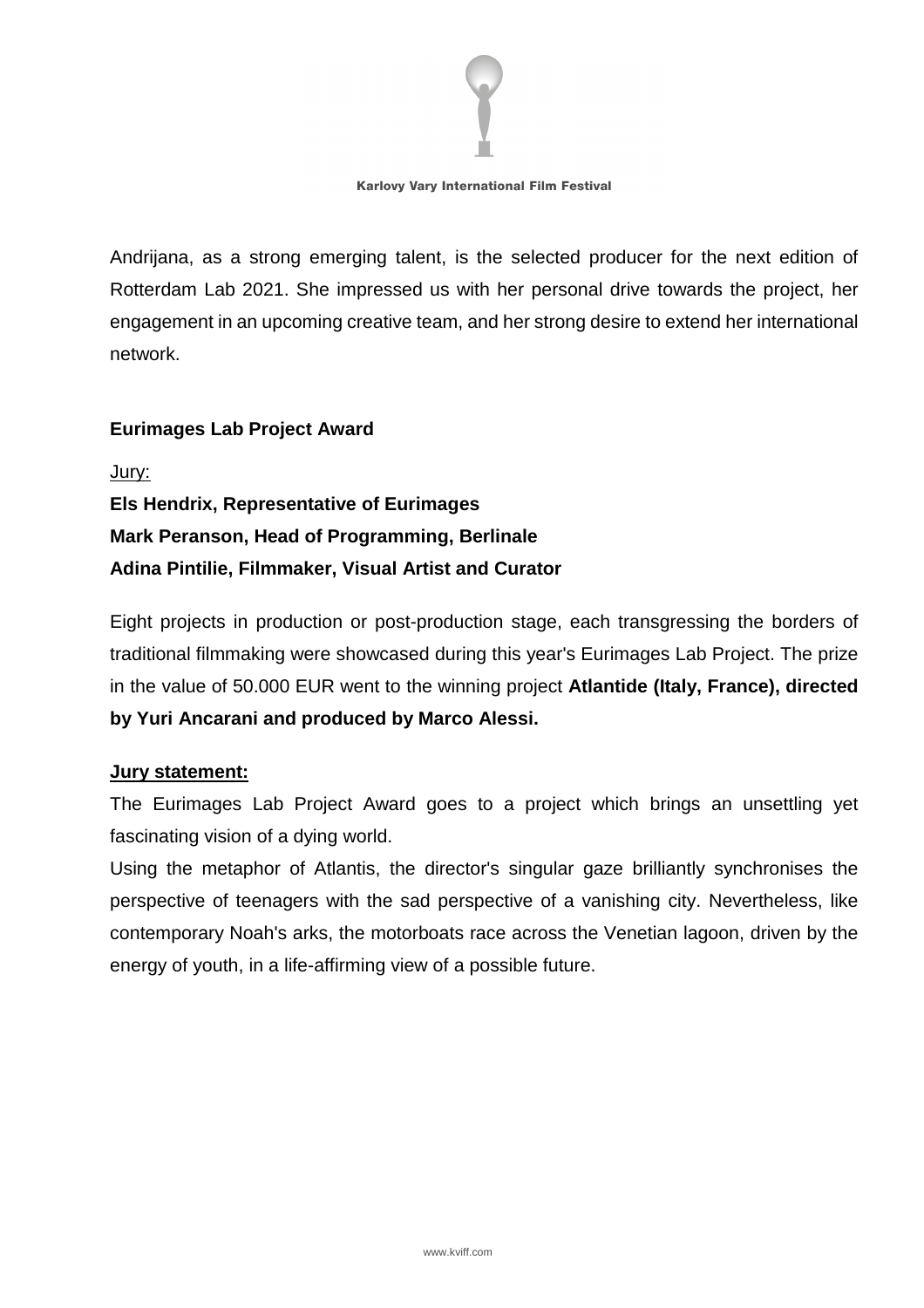Andrijana, as a strong emerging talent, is the selected producer for the next edition of Rotterdam Lab 2021. She impressed us with her personal drive towards the project, her engagement in an upcoming creative team, and her strong desire to extend her international network.

**Eurimages Lab Project Award**

Jury:

**Els Hendrix, Representative of Eurimages**
**Mark Peranson, Head of Programming, Berlinale**
**Adina Pintilie, Filmmaker, Visual Artist and Curator**

Eight projects in production or post-production stage, each transgressing the borders of traditional filmmaking were showcased during this year's Eurimages Lab Project. The prize in the value of 50.000 EUR went to the winning project **Atlantide (Italy, France), directed by Yuri Ancarani and produced by Marco Alessi.**

**Jury statement:**

The Eurimages Lab Project Award goes to a project which brings an unsettling yet fascinating vision of a dying world.

Using the metaphor of Atlantis, the director's singular gaze brilliantly synchronises the perspective of teenagers with the sad perspective of a vanishing city. Nevertheless, like contemporary Noah's arks, the motorboats race across the Venetian lagoon, driven by the energy of youth, in a life-affirming view of a possible future.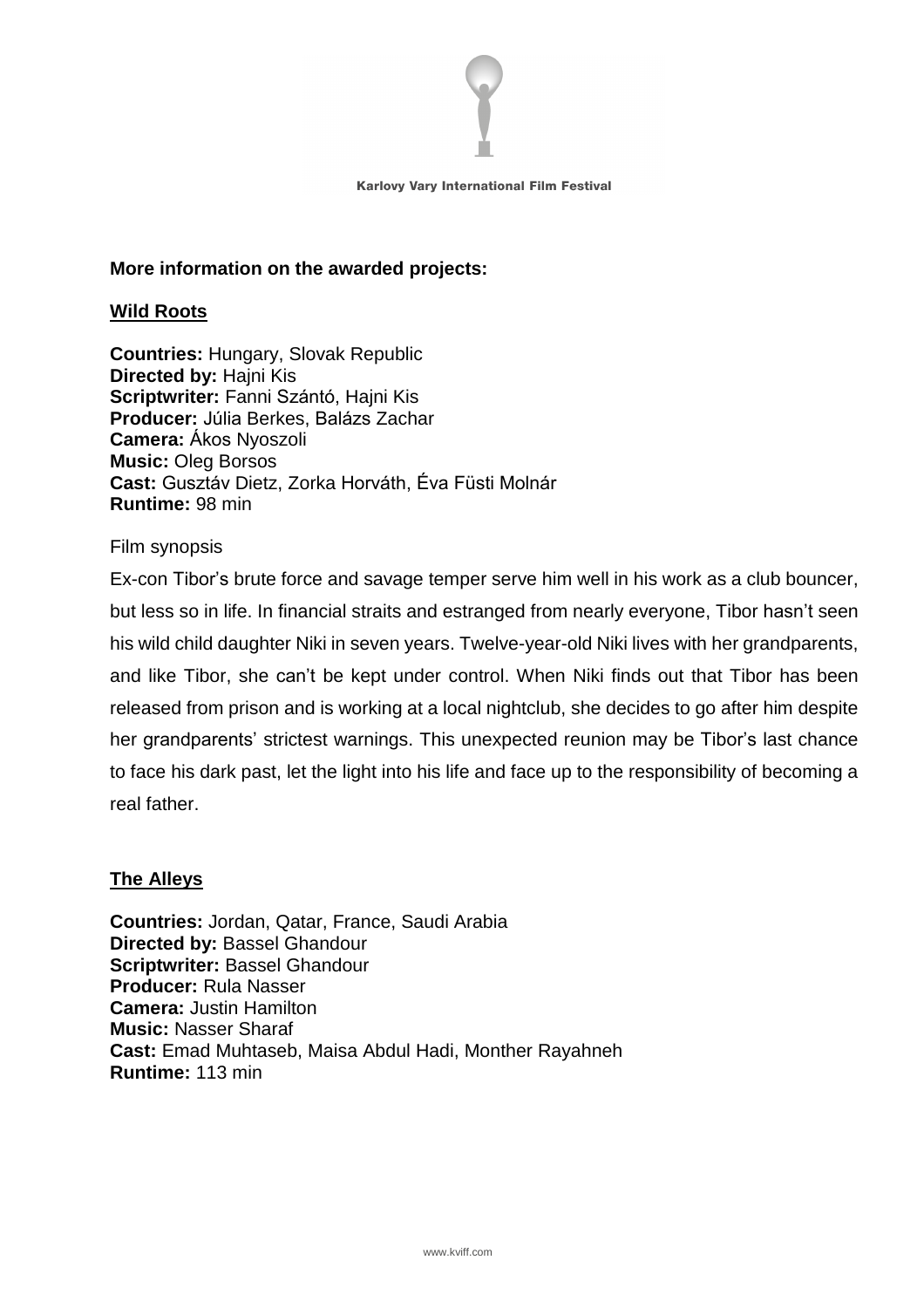**More information on the awarded projects:**

## Wild Roots

**Countries:** Hungary, Slovak Republic
**Directed by:** Hajni Kis
**Scriptwriter:** Fanni Szántó, Hajni Kis
**Producer:** Júlia Berkes, Balázs Zachar
**Camera:** Ákos Nyoszoli
**Music:** Oleg Borsos
**Cast:** Gusztáv Dietz, Zorka Horváth, Éva Füsti Molnár
**Runtime:** 98 min

Film synopsis

Ex-con Tibor's brute force and savage temper serve him well in his work as a club bouncer, but less so in life. In financial straits and estranged from nearly everyone, Tibor hasn't seen his wild child daughter Niki in seven years. Twelve-year-old Niki lives with her grandparents, and like Tibor, she can't be kept under control. When Niki finds out that Tibor has been released from prison and is working at a local nightclub, she decides to go after him despite her grandparents' strictest warnings. This unexpected reunion may be Tibor's last chance to face his dark past, let the light into his life and face up to the responsibility of becoming a real father.

## The Alleys

**Countries:** Jordan, Qatar, France, Saudi Arabia
**Directed by:** Bassel Ghandour
**Scriptwriter:** Bassel Ghandour
**Producer:** Rula Nasser
**Camera:** Justin Hamilton
**Music:** Nasser Sharaf
**Cast:** Emad Muhtaseb, Maisa Abdul Hadi, Monther Rayahneh
**Runtime:** 113 min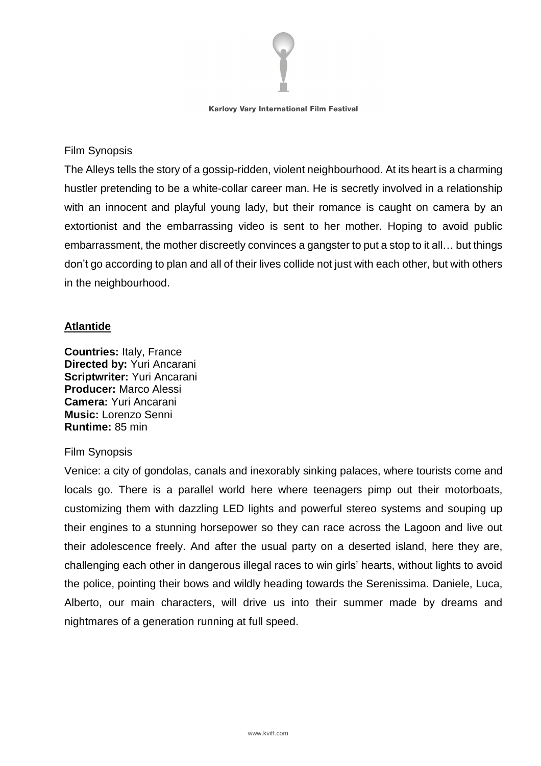Film Synopsis

The Alleys tells the story of a gossip-ridden, violent neighbourhood. At its heart is a charming hustler pretending to be a white-collar career man. He is secretly involved in a relationship with an innocent and playful young lady, but their romance is caught on camera by an extortionist and the embarrassing video is sent to her mother. Hoping to avoid public embarrassment, the mother discreetly convinces a gangster to put a stop to it all… but things don't go according to plan and all of their lives collide not just with each other, but with others in the neighbourhood.

## Atlantide

**Countries:** Italy, France
**Directed by:** Yuri Ancarani
**Scriptwriter:** Yuri Ancarani
**Producer:** Marco Alessi
**Camera:** Yuri Ancarani
**Music:** Lorenzo Senni
**Runtime:** 85 min

Film Synopsis

Venice: a city of gondolas, canals and inexorably sinking palaces, where tourists come and locals go. There is a parallel world here where teenagers pimp out their motorboats, customizing them with dazzling LED lights and powerful stereo systems and souping up their engines to a stunning horsepower so they can race across the Lagoon and live out their adolescence freely. And after the usual party on a deserted island, here they are, challenging each other in dangerous illegal races to win girls' hearts, without lights to avoid the police, pointing their bows and wildly heading towards the Serenissima. Daniele, Luca, Alberto, our main characters, will drive us into their summer made by dreams and nightmares of a generation running at full speed.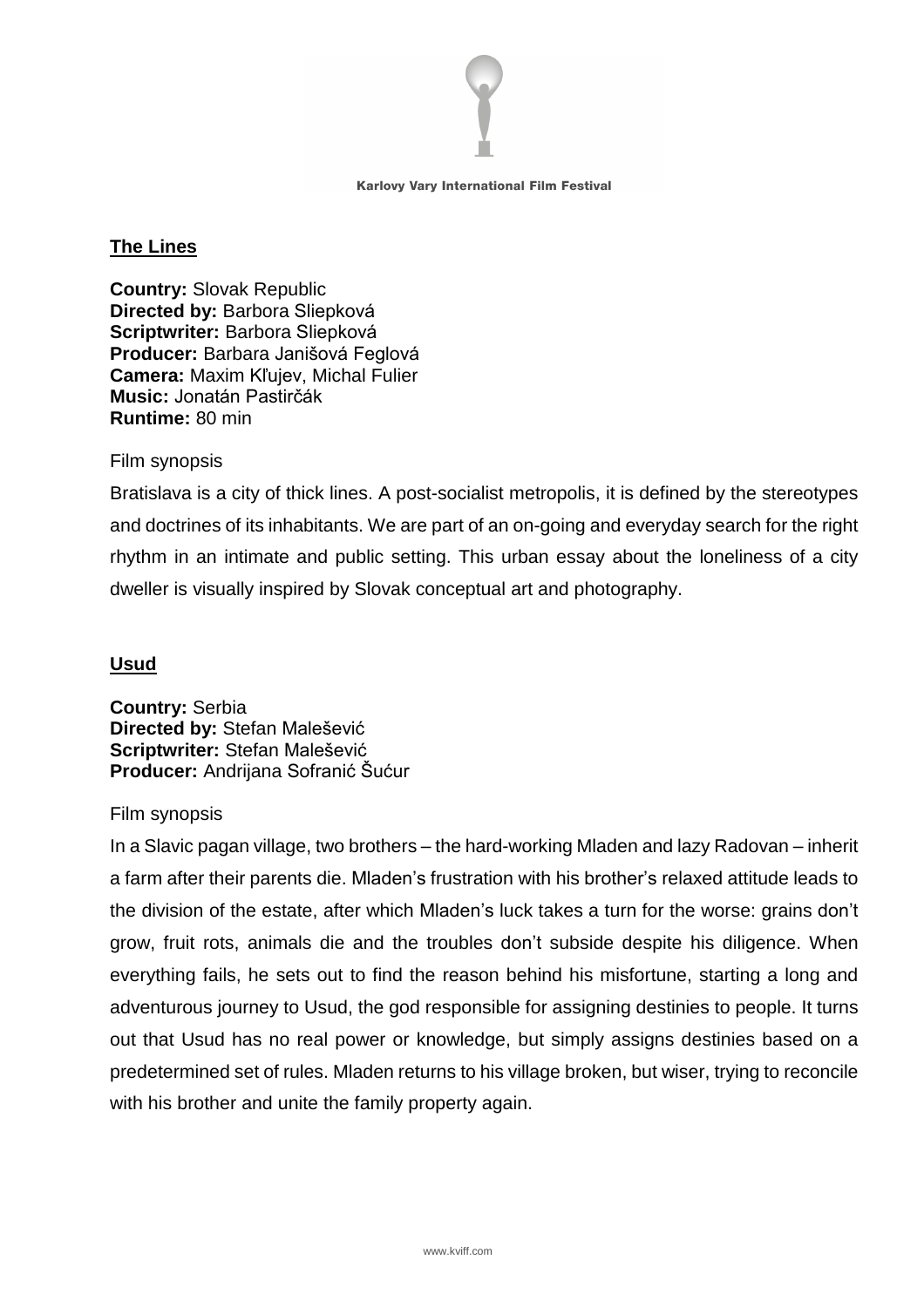## The Lines

**Country:** Slovak Republic
**Directed by:** Barbora Sliepková
**Scriptwriter:** Barbora Sliepková
**Producer:** Barbara Janišová Feglová
**Camera:** Maxim Kľujev, Michal Fulier
**Music:** Jonatán Pastirčák
**Runtime:** 80 min

Film synopsis

Bratislava is a city of thick lines. A post-socialist metropolis, it is defined by the stereotypes and doctrines of its inhabitants. We are part of an on-going and everyday search for the right rhythm in an intimate and public setting. This urban essay about the loneliness of a city dweller is visually inspired by Slovak conceptual art and photography.

## Usud

**Country:** Serbia
**Directed by:** Stefan Malešević
**Scriptwriter:** Stefan Malešević
**Producer:** Andrijana Sofranić Šućur

Film synopsis

In a Slavic pagan village, two brothers – the hard-working Mladen and lazy Radovan – inherit a farm after their parents die. Mladen's frustration with his brother's relaxed attitude leads to the division of the estate, after which Mladen's luck takes a turn for the worse: grains don't grow, fruit rots, animals die and the troubles don't subside despite his diligence. When everything fails, he sets out to find the reason behind his misfortune, starting a long and adventurous journey to Usud, the god responsible for assigning destinies to people. It turns out that Usud has no real power or knowledge, but simply assigns destinies based on a predetermined set of rules. Mladen returns to his village broken, but wiser, trying to reconcile with his brother and unite the family property again.